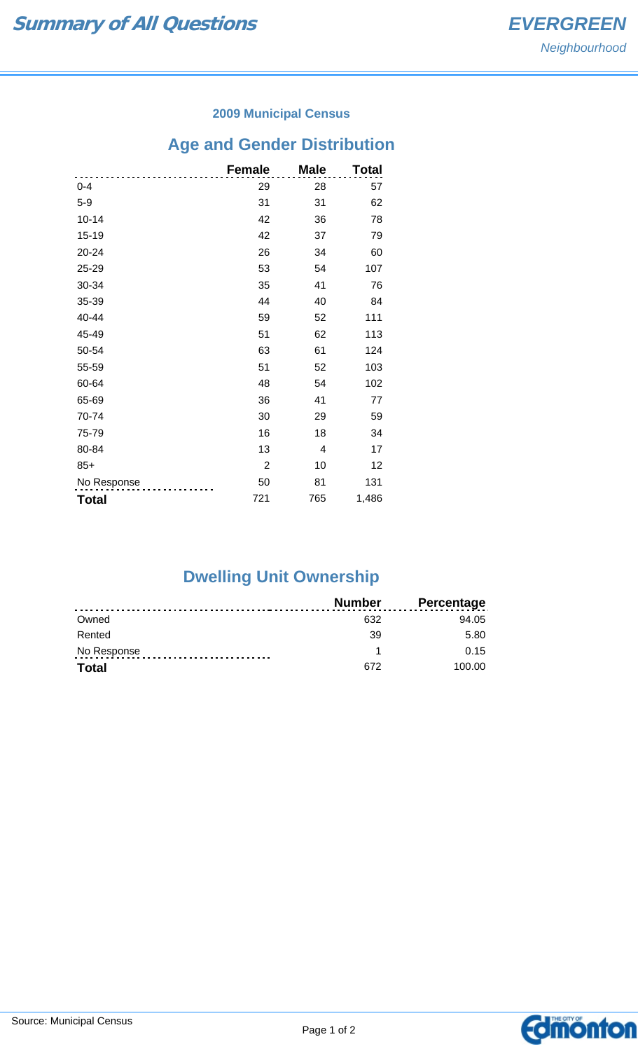# Summary of All Questions

## EVERGREEN
*Neighbourhood*

### 2009 Municipal Census

## Age and Gender Distribution

| | Female | Male | Total |
|---|---|---|---|
| 0-4 | 29 | 28 | 57 |
| 5-9 | 31 | 31 | 62 |
| 10-14 | 42 | 36 | 78 |
| 15-19 | 42 | 37 | 79 |
| 20-24 | 26 | 34 | 60 |
| 25-29 | 53 | 54 | 107 |
| 30-34 | 35 | 41 | 76 |
| 35-39 | 44 | 40 | 84 |
| 40-44 | 59 | 52 | 111 |
| 45-49 | 51 | 62 | 113 |
| 50-54 | 63 | 61 | 124 |
| 55-59 | 51 | 52 | 103 |
| 60-64 | 48 | 54 | 102 |
| 65-69 | 36 | 41 | 77 |
| 70-74 | 30 | 29 | 59 |
| 75-79 | 16 | 18 | 34 |
| 80-84 | 13 | 4 | 17 |
| 85+ | 2 | 10 | 12 |
| No Response | 50 | 81 | 131 |
| **Total** | 721 | 765 | 1,486 |

## Dwelling Unit Ownership

| | Number | Percentage |
|---|---|---|
| Owned | 632 | 94.05 |
| Rented | 39 | 5.80 |
| No Response | 1 | 0.15 |
| **Total** | 672 | 100.00 |

Source: Municipal Census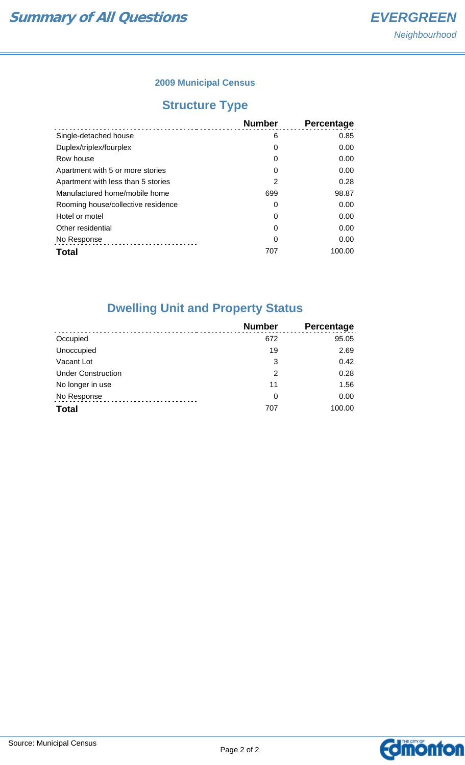# Summary of All Questions

**EVERGREEN**
*Neighbourhood*

### 2009 Municipal Census

## Structure Type

| | Number | Percentage |
|---|---|---|
| Single-detached house | 6 | 0.85 |
| Duplex/triplex/fourplex | 0 | 0.00 |
| Row house | 0 | 0.00 |
| Apartment with 5 or more stories | 0 | 0.00 |
| Apartment with less than 5 stories | 2 | 0.28 |
| Manufactured home/mobile home | 699 | 98.87 |
| Rooming house/collective residence | 0 | 0.00 |
| Hotel or motel | 0 | 0.00 |
| Other residential | 0 | 0.00 |
| No Response | 0 | 0.00 |
| **Total** | 707 | 100.00 |

## Dwelling Unit and Property Status

| | Number | Percentage |
|---|---|---|
| Occupied | 672 | 95.05 |
| Unoccupied | 19 | 2.69 |
| Vacant Lot | 3 | 0.42 |
| Under Construction | 2 | 0.28 |
| No longer in use | 11 | 1.56 |
| No Response | 0 | 0.00 |
| **Total** | 707 | 100.00 |

Source: Municipal Census